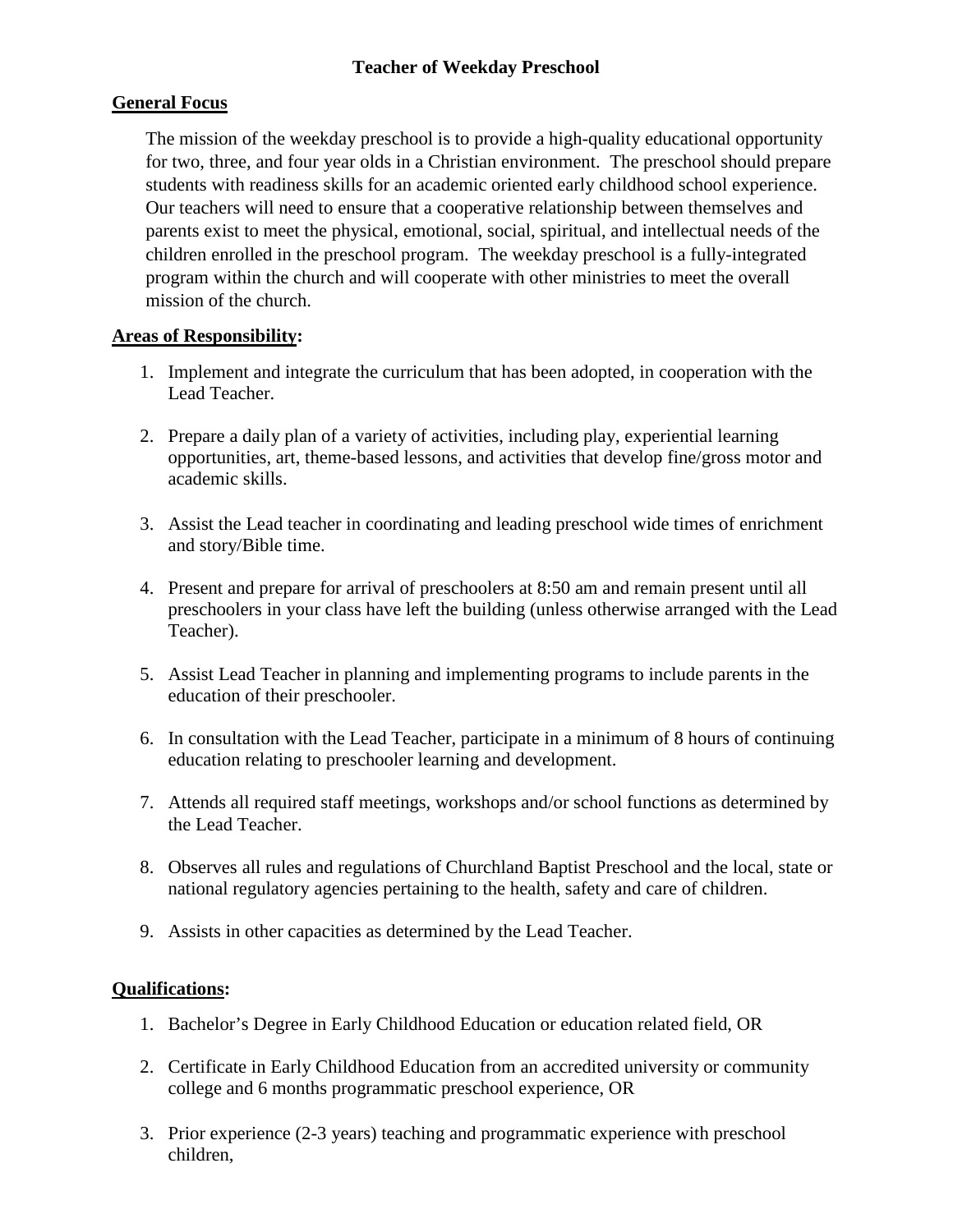# Teacher of Weekday Preschool

## General Focus

The mission of the weekday preschool is to provide a high-quality educational opportunity for two, three, and four year olds in a Christian environment. The preschool should prepare students with readiness skills for an academic oriented early childhood school experience. Our teachers will need to ensure that a cooperative relationship between themselves and parents exist to meet the physical, emotional, social, spiritual, and intellectual needs of the children enrolled in the preschool program. The weekday preschool is a fully-integrated program within the church and will cooperate with other ministries to meet the overall mission of the church.

## Areas of Responsibility:

1. Implement and integrate the curriculum that has been adopted, in cooperation with the Lead Teacher.

2. Prepare a daily plan of a variety of activities, including play, experiential learning opportunities, art, theme-based lessons, and activities that develop fine/gross motor and academic skills.

3. Assist the Lead teacher in coordinating and leading preschool wide times of enrichment and story/Bible time.

4. Present and prepare for arrival of preschoolers at 8:50 am and remain present until all preschoolers in your class have left the building (unless otherwise arranged with the Lead Teacher).

5. Assist Lead Teacher in planning and implementing programs to include parents in the education of their preschooler.

6. In consultation with the Lead Teacher, participate in a minimum of 8 hours of continuing education relating to preschooler learning and development.

7. Attends all required staff meetings, workshops and/or school functions as determined by the Lead Teacher.

8. Observes all rules and regulations of Churchland Baptist Preschool and the local, state or national regulatory agencies pertaining to the health, safety and care of children.

9. Assists in other capacities as determined by the Lead Teacher.

## Qualifications:

1. Bachelor's Degree in Early Childhood Education or education related field, OR

2. Certificate in Early Childhood Education from an accredited university or community college and 6 months programmatic preschool experience, OR

3. Prior experience (2-3 years) teaching and programmatic experience with preschool children,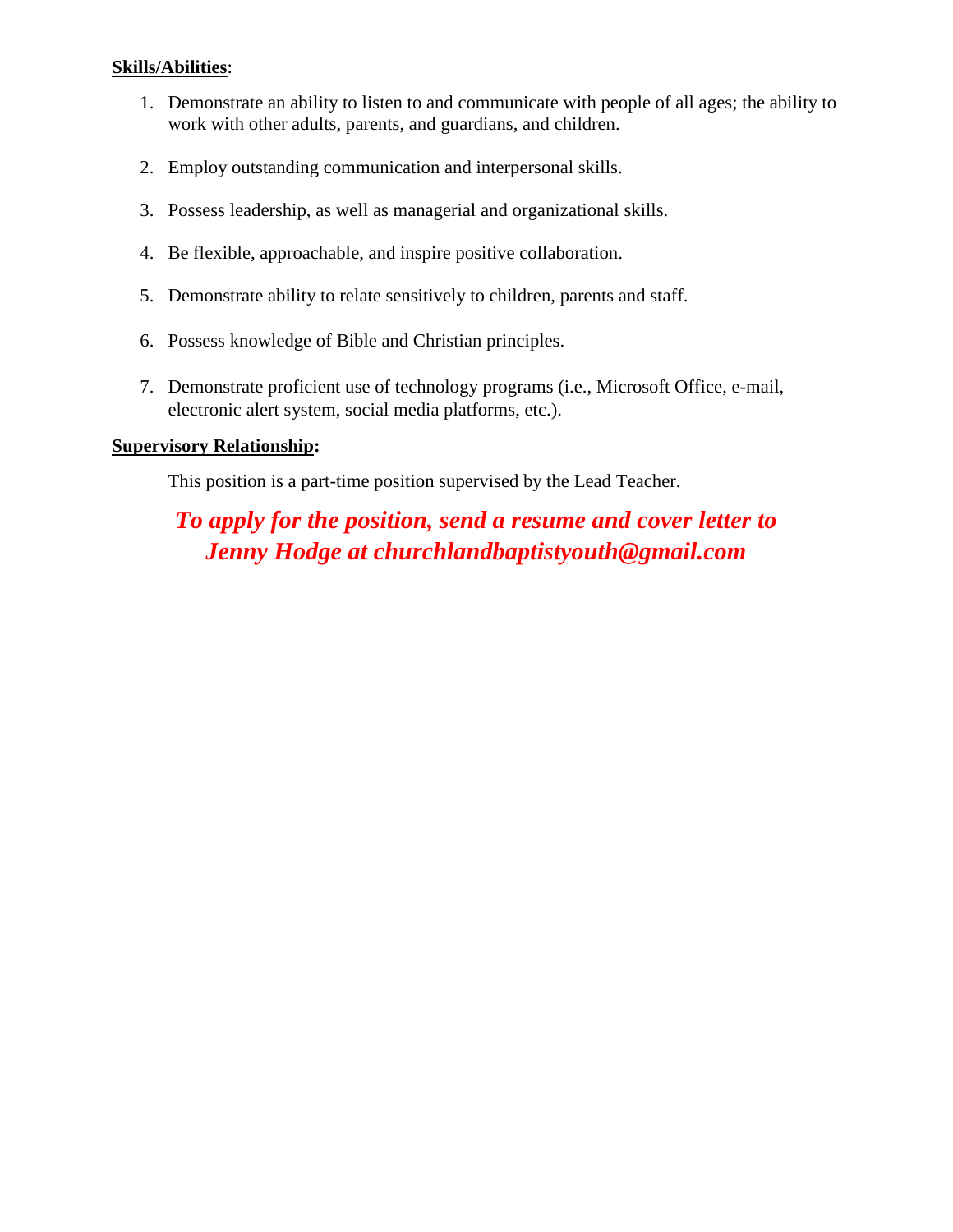**Skills/Abilities**:

1. Demonstrate an ability to listen to and communicate with people of all ages; the ability to work with other adults, parents, and guardians, and children.

2. Employ outstanding communication and interpersonal skills.

3. Possess leadership, as well as managerial and organizational skills.

4. Be flexible, approachable, and inspire positive collaboration.

5. Demonstrate ability to relate sensitively to children, parents and staff.

6. Possess knowledge of Bible and Christian principles.

7. Demonstrate proficient use of technology programs (i.e., Microsoft Office, e-mail, electronic alert system, social media platforms, etc.).

**Supervisory Relationship:**

This position is a part-time position supervised by the Lead Teacher.

***To apply for the position, send a resume and cover letter to Jenny Hodge at churchlandbaptistyouth@gmail.com***